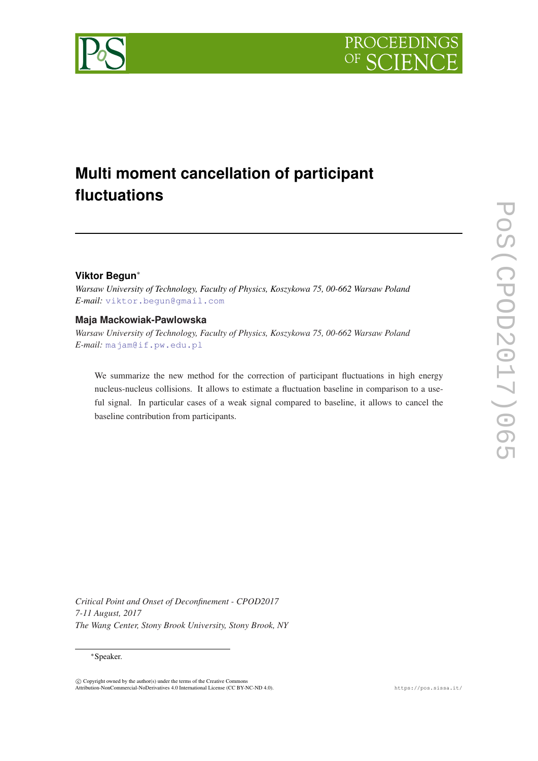# Multi moment cancellation of participant fluctuations

**Viktor Begun***

*Warsaw University of Technology, Faculty of Physics, Koszykowa 75, 00-662 Warsaw Poland*
*E-mail:* viktor.begun@gmail.com

**Maja Mackowiak-Pawlowska**

*Warsaw University of Technology, Faculty of Physics, Koszykowa 75, 00-662 Warsaw Poland*
*E-mail:* majam@if.pw.edu.pl

We summarize the new method for the correction of participant fluctuations in high energy nucleus-nucleus collisions. It allows to estimate a fluctuation baseline in comparison to a useful signal. In particular cases of a weak signal compared to baseline, it allows to cancel the baseline contribution from participants.

*Critical Point and Onset of Deconfinement - CPOD2017*
*7-11 August, 2017*
*The Wang Center, Stony Brook University, Stony Brook, NY*

*Speaker.

© Copyright owned by the author(s) under the terms of the Creative Commons Attribution-NonCommercial-NoDerivatives 4.0 International License (CC BY-NC-ND 4.0).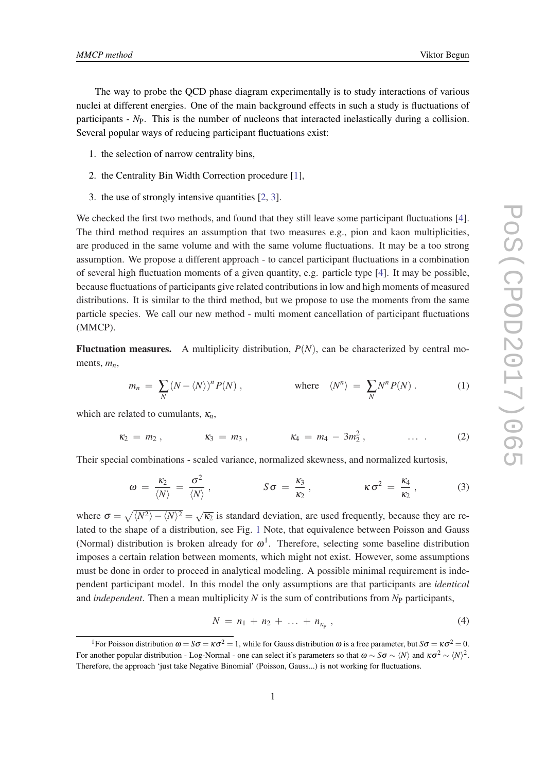The way to probe the QCD phase diagram experimentally is to study interactions of various nuclei at different energies. One of the main background effects in such a study is fluctuations of participants - $N_P$. This is the number of nucleons that interacted inelastically during a collision. Several popular ways of reducing participant fluctuations exist:

1. the selection of narrow centrality bins,
2. the Centrality Bin Width Correction procedure [1],
3. the use of strongly intensive quantities [2, 3].

We checked the first two methods, and found that they still leave some participant fluctuations [4]. The third method requires an assumption that two measures e.g., pion and kaon multiplicities, are produced in the same volume and with the same volume fluctuations. It may be a too strong assumption. We propose a different approach - to cancel participant fluctuations in a combination of several high fluctuation moments of a given quantity, e.g. particle type [4]. It may be possible, because fluctuations of participants give related contributions in low and high moments of measured distributions. It is similar to the third method, but we propose to use the moments from the same particle species. We call our new method - multi moment cancellation of participant fluctuations (MMCP).

**Fluctuation measures.** A multiplicity distribution, $P(N)$, can be characterized by central moments, $m_n$,

$$m_n = \sum_N (N - \langle N \rangle)^n P(N) , \qquad \text{where} \quad \langle N^n \rangle = \sum_N N^n P(N) . \tag{1}$$

which are related to cumulants, $\kappa_n$,

$$\kappa_2 = m_2 , \qquad \kappa_3 = m_3 , \qquad \kappa_4 = m_4 - 3m_2^2 , \qquad \ldots . \tag{2}$$

Their special combinations - scaled variance, normalized skewness, and normalized kurtosis,

$$\omega = \frac{\kappa_2}{\langle N \rangle} = \frac{\sigma^2}{\langle N \rangle} , \qquad S\sigma = \frac{\kappa_3}{\kappa_2} , \qquad \kappa\sigma^2 = \frac{\kappa_4}{\kappa_2} , \tag{3}$$

where $\sigma = \sqrt{\langle N^2 \rangle - \langle N \rangle^2} = \sqrt{\kappa_2}$ is standard deviation, are used frequently, because they are related to the shape of a distribution, see Fig. 1 Note, that equivalence between Poisson and Gauss (Normal) distribution is broken already for $\omega$[1]. Therefore, selecting some baseline distribution imposes a certain relation between moments, which might not exist. However, some assumptions must be done in order to proceed in analytical modeling. A possible minimal requirement is independent participant model. In this model the only assumptions are that participants are *identical* and *independent*. Then a mean multiplicity $N$ is the sum of contributions from $N_P$ participants,

$$N = n_1 + n_2 + \ldots + n_{N_P} , \tag{4}$$

[1] For Poisson distribution $\omega = S\sigma = \kappa\sigma^2 = 1$, while for Gauss distribution $\omega$ is a free parameter, but $S\sigma = \kappa\sigma^2 = 0$. For another popular distribution - Log-Normal - one can select it's parameters so that $\omega \sim S\sigma \sim \langle N \rangle$ and $\kappa\sigma^2 \sim \langle N \rangle^2$. Therefore, the approach 'just take Negative Binomial' (Poisson, Gauss...) is not working for fluctuations.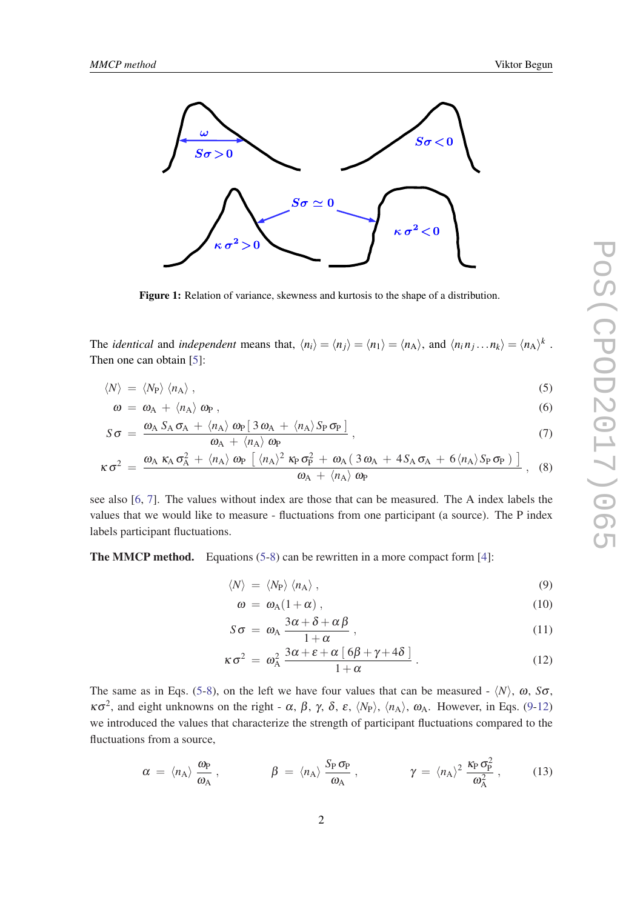**Figure 1:** Relation of variance, skewness and kurtosis to the shape of a distribution.

The *identical* and *independent* means that, $\langle n_i \rangle = \langle n_j \rangle = \langle n_1 \rangle = \langle n_\mathrm{A} \rangle$, and $\langle n_i n_j \ldots n_k \rangle = \langle n_\mathrm{A} \rangle^k$ . Then one can obtain [5]:

$$
\begin{aligned}
\langle N \rangle &= \langle N_\mathrm{P} \rangle \, \langle n_\mathrm{A} \rangle \;, && (5)\\
\omega &= \omega_\mathrm{A} \,+\, \langle n_\mathrm{A} \rangle \, \omega_\mathrm{P} \;, && (6)\\
S\sigma &= \frac{\omega_\mathrm{A}\, S_\mathrm{A}\, \sigma_\mathrm{A} \,+\, \langle n_\mathrm{A} \rangle \, \omega_\mathrm{P} \left[\, 3\,\omega_\mathrm{A} \,+\, \langle n_\mathrm{A} \rangle \, S_\mathrm{P}\, \sigma_\mathrm{P} \,\right]}{\omega_\mathrm{A} \,+\, \langle n_\mathrm{A} \rangle \, \omega_\mathrm{P}} \;, && (7)\\
\kappa\sigma^2 &= \frac{\omega_\mathrm{A}\, \kappa_\mathrm{A}\, \sigma_\mathrm{A}^2 \,+\, \langle n_\mathrm{A} \rangle \, \omega_\mathrm{P} \left[\, \langle n_\mathrm{A} \rangle^2 \, \kappa_\mathrm{P}\, \sigma_\mathrm{P}^2 \,+\, \omega_\mathrm{A} \left(\, 3\,\omega_\mathrm{A} \,+\, 4\, S_\mathrm{A}\, \sigma_\mathrm{A} \,+\, 6 \langle n_\mathrm{A} \rangle \, S_\mathrm{P}\, \sigma_\mathrm{P} \,\right) \right]}{\omega_\mathrm{A} \,+\, \langle n_\mathrm{A} \rangle \, \omega_\mathrm{P}} \;, && (8)
\end{aligned}
$$

see also [6, 7]. The values without index are those that can be measured. The A index labels the values that we would like to measure - fluctuations from one participant (a source). The P index labels participant fluctuations.

**The MMCP method.** Equations (5-8) can be rewritten in a more compact form [4]:

$$
\begin{aligned}
\langle N \rangle &= \langle N_\mathrm{P} \rangle \, \langle n_\mathrm{A} \rangle \;, && (9)\\
\omega &= \omega_\mathrm{A} (1+\alpha) \;, && (10)\\
S\sigma &= \omega_\mathrm{A} \, \frac{3\alpha + \delta + \alpha\beta}{1+\alpha} \;, && (11)\\
\kappa\sigma^2 &= \omega_\mathrm{A}^2 \, \frac{3\alpha + \varepsilon + \alpha\,[\, 6\beta + \gamma + 4\delta \,]}{1+\alpha} \;. && (12)
\end{aligned}
$$

The same as in Eqs. (5-8), on the left we have four values that can be measured - $\langle N \rangle$, $\omega$, $S\sigma$, $\kappa\sigma^2$, and eight unknowns on the right - $\alpha$, $\beta$, $\gamma$, $\delta$, $\varepsilon$, $\langle N_\mathrm{P} \rangle$, $\langle n_\mathrm{A} \rangle$, $\omega_\mathrm{A}$. However, in Eqs. (9-12) we introduced the values that characterize the strength of participant fluctuations compared to the fluctuations from a source,

$$
\alpha \;=\; \langle n_\mathrm{A} \rangle \, \frac{\omega_\mathrm{P}}{\omega_\mathrm{A}} \;, \qquad\qquad \beta \;=\; \langle n_\mathrm{A} \rangle \, \frac{S_\mathrm{P}\, \sigma_\mathrm{P}}{\omega_\mathrm{A}} \;, \qquad\qquad \gamma \;=\; \langle n_\mathrm{A} \rangle^2 \, \frac{\kappa_\mathrm{P}\, \sigma_\mathrm{P}^2}{\omega_\mathrm{A}^2} \;, \qquad (13)
$$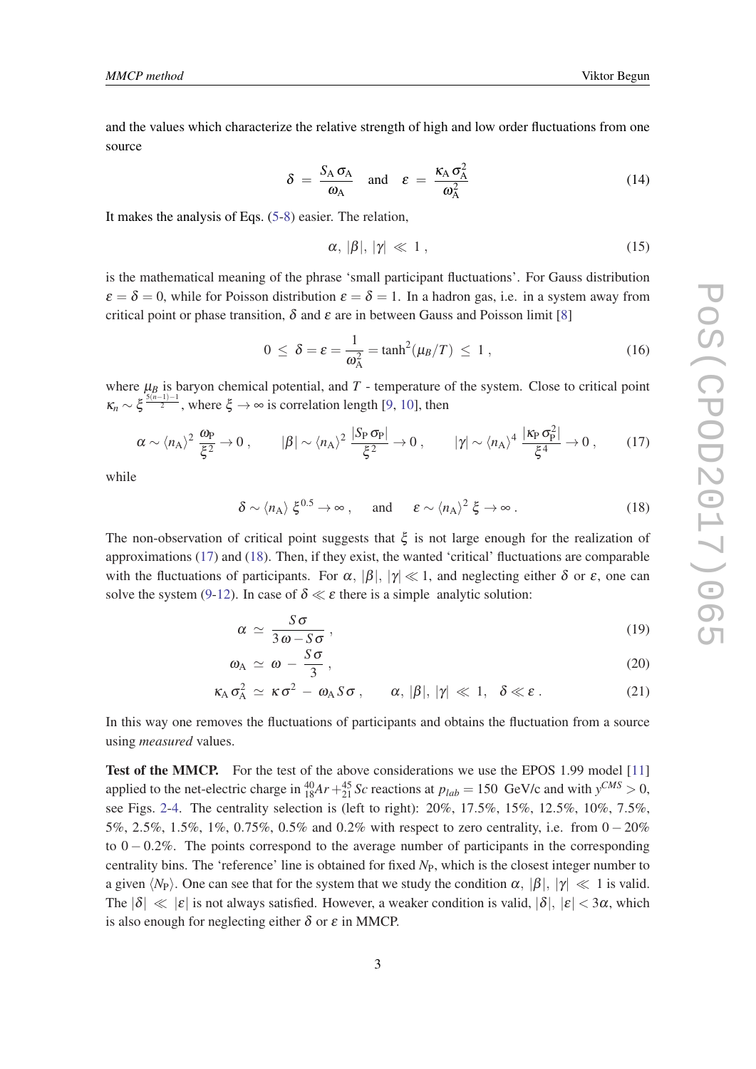and the values which characterize the relative strength of high and low order fluctuations from one source

$$\delta = \frac{S_A \sigma_A}{\omega_A} \quad \text{and} \quad \varepsilon = \frac{\kappa_A \sigma_A^2}{\omega_A^2} \tag{14}$$

It makes the analysis of Eqs. (5-8) easier. The relation,

$$\alpha, |\beta|, |\gamma| \ll 1 , \tag{15}$$

is the mathematical meaning of the phrase 'small participant fluctuations'. For Gauss distribution $\varepsilon = \delta = 0$, while for Poisson distribution $\varepsilon = \delta = 1$. In a hadron gas, i.e. in a system away from critical point or phase transition, $\delta$ and $\varepsilon$ are in between Gauss and Poisson limit [8]

$$0 \leq \delta = \varepsilon = \frac{1}{\omega_A^2} = \tanh^2(\mu_B/T) \leq 1 , \tag{16}$$

where $\mu_B$ is baryon chemical potential, and $T$ - temperature of the system. Close to critical point $\kappa_n \sim \xi^{\frac{5(n-1)-1}{2}}$, where $\xi \to \infty$ is correlation length [9, 10], then

$$\alpha \sim \langle n_A \rangle^2 \frac{\omega_P}{\xi^2} \to 0 , \qquad |\beta| \sim \langle n_A \rangle^2 \frac{|S_P \sigma_P|}{\xi^2} \to 0 , \qquad |\gamma| \sim \langle n_A \rangle^4 \frac{|\kappa_P \sigma_P^2|}{\xi^4} \to 0 , \tag{17}$$

while

$$\delta \sim \langle n_A \rangle \xi^{0.5} \to \infty , \quad \text{and} \quad \varepsilon \sim \langle n_A \rangle^2 \xi \to \infty . \tag{18}$$

The non-observation of critical point suggests that $\xi$ is not large enough for the realization of approximations (17) and (18). Then, if they exist, the wanted 'critical' fluctuations are comparable with the fluctuations of participants. For $\alpha, |\beta|, |\gamma| \ll 1$, and neglecting either $\delta$ or $\varepsilon$, one can solve the system (9-12). In case of $\delta \ll \varepsilon$ there is a simple analytic solution:

$$\alpha \simeq \frac{S\sigma}{3\omega - S\sigma} , \tag{19}$$

$$\omega_A \simeq \omega - \frac{S\sigma}{3} , \tag{20}$$

$$\kappa_A \sigma_A^2 \simeq \kappa \sigma^2 - \omega_A S \sigma , \qquad \alpha, |\beta|, |\gamma| \ll 1, \quad \delta \ll \varepsilon . \tag{21}$$

In this way one removes the fluctuations of participants and obtains the fluctuation from a source using *measured* values.

**Test of the MMCP.** For the test of the above considerations we use the EPOS 1.99 model [11] applied to the net-electric charge in $^{40}_{18}Ar + ^{45}_{21}Sc$ reactions at $p_{lab} = 150$ GeV/c and with $y^{CMS} > 0$, see Figs. 2-4. The centrality selection is (left to right): 20%, 17.5%, 15%, 12.5%, 10%, 7.5%, 5%, 2.5%, 1.5%, 1%, 0.75%, 0.5% and 0.2% with respect to zero centrality, i.e. from $0-20\%$ to $0-0.2\%$. The points correspond to the average number of participants in the corresponding centrality bins. The 'reference' line is obtained for fixed $N_P$, which is the closest integer number to a given $\langle N_P \rangle$. One can see that for the system that we study the condition $\alpha, |\beta|, |\gamma| \ll 1$ is valid. The $|\delta| \ll |\varepsilon|$ is not always satisfied. However, a weaker condition is valid, $|\delta|, |\varepsilon| < 3\alpha$, which is also enough for neglecting either $\delta$ or $\varepsilon$ in MMCP.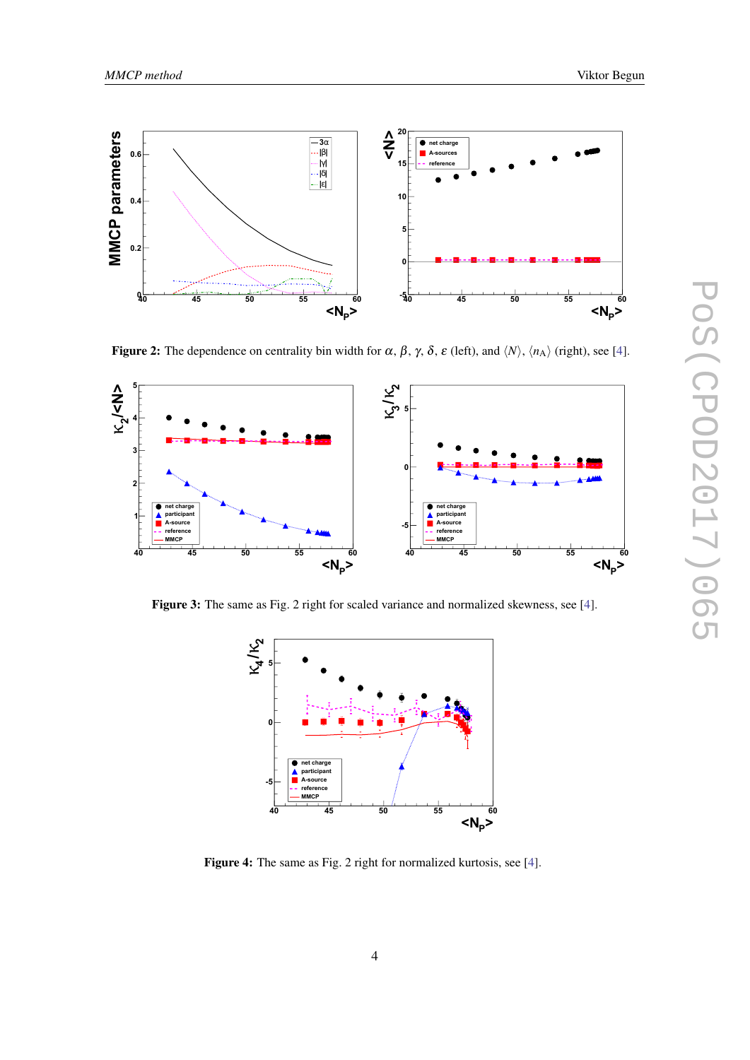**Figure 2:** The dependence on centrality bin width for $\alpha$, $\beta$, $\gamma$, $\delta$, $\varepsilon$ (left), and $\langle N \rangle$, $\langle n_A \rangle$ (right), see [4].

**Figure 3:** The same as Fig. 2 right for scaled variance and normalized skewness, see [4].

**Figure 4:** The same as Fig. 2 right for normalized kurtosis, see [4].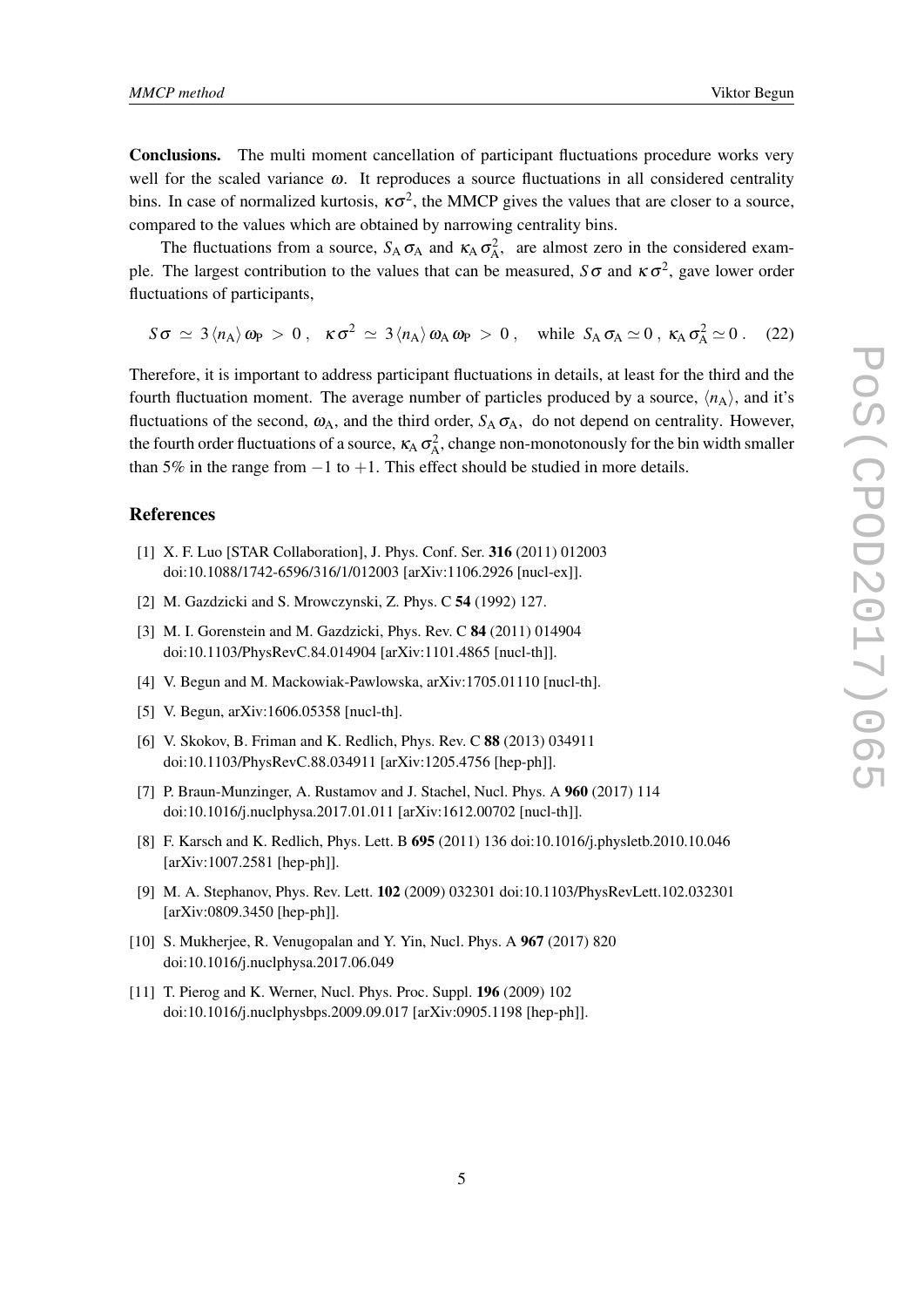**Conclusions.** The multi moment cancellation of participant fluctuations procedure works very well for the scaled variance $\omega$. It reproduces a source fluctuations in all considered centrality bins. In case of normalized kurtosis, $\kappa\sigma^2$, the MMCP gives the values that are closer to a source, compared to the values which are obtained by narrowing centrality bins.

The fluctuations from a source, $S_{\rm A}\,\sigma_{\rm A}$ and $\kappa_{\rm A}\,\sigma_{\rm A}^2$, are almost zero in the considered example. The largest contribution to the values that can be measured, $S\sigma$ and $\kappa\sigma^2$, gave lower order fluctuations of participants,

$$S\sigma \;\simeq\; 3\,\langle n_{\rm A}\rangle\,\omega_{\rm P} \;>\; 0\,, \quad \kappa\sigma^2 \;\simeq\; 3\,\langle n_{\rm A}\rangle\,\omega_{\rm A}\,\omega_{\rm P} \;>\; 0\,, \quad \text{while } S_{\rm A}\,\sigma_{\rm A} \simeq 0\,,\; \kappa_{\rm A}\,\sigma_{\rm A}^2 \simeq 0\,. \tag{22}$$

Therefore, it is important to address participant fluctuations in details, at least for the third and the fourth fluctuation moment. The average number of particles produced by a source, $\langle n_{\rm A}\rangle$, and it's fluctuations of the second, $\omega_{\rm A}$, and the third order, $S_{\rm A}\,\sigma_{\rm A}$, do not depend on centrality. However, the fourth order fluctuations of a source, $\kappa_{\rm A}\,\sigma_{\rm A}^2$, change non-monotonously for the bin width smaller than 5% in the range from $-1$ to $+1$. This effect should be studied in more details.

## References

[1] X. F. Luo [STAR Collaboration], J. Phys. Conf. Ser. **316** (2011) 012003 doi:10.1088/1742-6596/316/1/012003 [arXiv:1106.2926 [nucl-ex]].

[2] M. Gazdzicki and S. Mrowczynski, Z. Phys. C **54** (1992) 127.

[3] M. I. Gorenstein and M. Gazdzicki, Phys. Rev. C **84** (2011) 014904 doi:10.1103/PhysRevC.84.014904 [arXiv:1101.4865 [nucl-th]].

[4] V. Begun and M. Mackowiak-Pawlowska, arXiv:1705.01110 [nucl-th].

[5] V. Begun, arXiv:1606.05358 [nucl-th].

[6] V. Skokov, B. Friman and K. Redlich, Phys. Rev. C **88** (2013) 034911 doi:10.1103/PhysRevC.88.034911 [arXiv:1205.4756 [hep-ph]].

[7] P. Braun-Munzinger, A. Rustamov and J. Stachel, Nucl. Phys. A **960** (2017) 114 doi:10.1016/j.nuclphysa.2017.01.011 [arXiv:1612.00702 [nucl-th]].

[8] F. Karsch and K. Redlich, Phys. Lett. B **695** (2011) 136 doi:10.1016/j.physletb.2010.10.046 [arXiv:1007.2581 [hep-ph]].

[9] M. A. Stephanov, Phys. Rev. Lett. **102** (2009) 032301 doi:10.1103/PhysRevLett.102.032301 [arXiv:0809.3450 [hep-ph]].

[10] S. Mukherjee, R. Venugopalan and Y. Yin, Nucl. Phys. A **967** (2017) 820 doi:10.1016/j.nuclphysa.2017.06.049

[11] T. Pierog and K. Werner, Nucl. Phys. Proc. Suppl. **196** (2009) 102 doi:10.1016/j.nuclphysbps.2009.09.017 [arXiv:0905.1198 [hep-ph]].